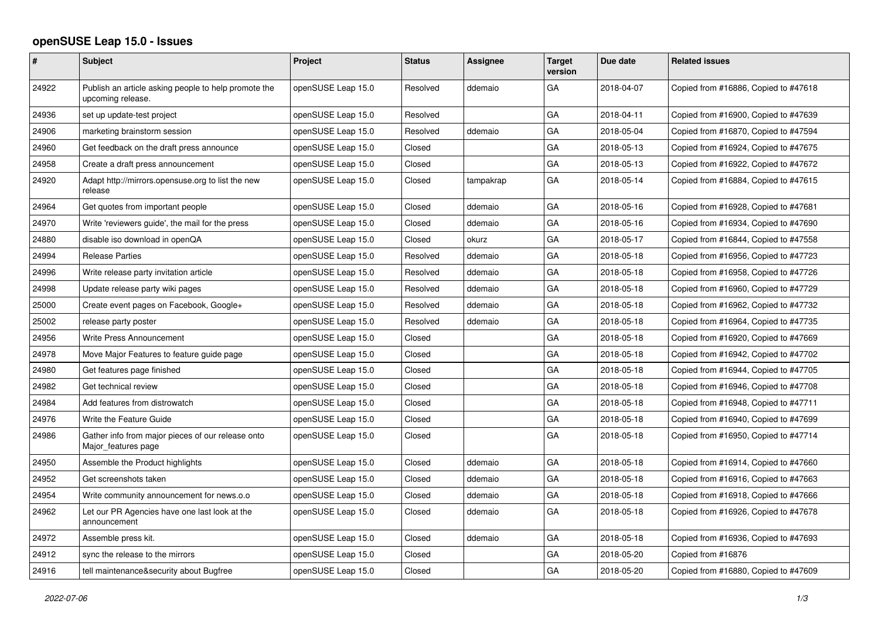# openSUSE Leap 15.0 - Issues

| # | Subject | Project | Status | Assignee | Target version | Due date | Related issues |
|---|---|---|---|---|---|---|---|
| 24922 | Publish an article asking people to help promote the upcoming release. | openSUSE Leap 15.0 | Resolved | ddemaio | GA | 2018-04-07 | Copied from #16886, Copied to #47618 |
| 24936 | set up update-test project | openSUSE Leap 15.0 | Resolved | | GA | 2018-04-11 | Copied from #16900, Copied to #47639 |
| 24906 | marketing brainstorm session | openSUSE Leap 15.0 | Resolved | ddemaio | GA | 2018-05-04 | Copied from #16870, Copied to #47594 |
| 24960 | Get feedback on the draft press announce | openSUSE Leap 15.0 | Closed | | GA | 2018-05-13 | Copied from #16924, Copied to #47675 |
| 24958 | Create a draft press announcement | openSUSE Leap 15.0 | Closed | | GA | 2018-05-13 | Copied from #16922, Copied to #47672 |
| 24920 | Adapt http://mirrors.opensuse.org to list the new release | openSUSE Leap 15.0 | Closed | tampakrap | GA | 2018-05-14 | Copied from #16884, Copied to #47615 |
| 24964 | Get quotes from important people | openSUSE Leap 15.0 | Closed | ddemaio | GA | 2018-05-16 | Copied from #16928, Copied to #47681 |
| 24970 | Write 'reviewers guide', the mail for the press | openSUSE Leap 15.0 | Closed | ddemaio | GA | 2018-05-16 | Copied from #16934, Copied to #47690 |
| 24880 | disable iso download in openQA | openSUSE Leap 15.0 | Closed | okurz | GA | 2018-05-17 | Copied from #16844, Copied to #47558 |
| 24994 | Release Parties | openSUSE Leap 15.0 | Resolved | ddemaio | GA | 2018-05-18 | Copied from #16956, Copied to #47723 |
| 24996 | Write release party invitation article | openSUSE Leap 15.0 | Resolved | ddemaio | GA | 2018-05-18 | Copied from #16958, Copied to #47726 |
| 24998 | Update release party wiki pages | openSUSE Leap 15.0 | Resolved | ddemaio | GA | 2018-05-18 | Copied from #16960, Copied to #47729 |
| 25000 | Create event pages on Facebook, Google+ | openSUSE Leap 15.0 | Resolved | ddemaio | GA | 2018-05-18 | Copied from #16962, Copied to #47732 |
| 25002 | release party poster | openSUSE Leap 15.0 | Resolved | ddemaio | GA | 2018-05-18 | Copied from #16964, Copied to #47735 |
| 24956 | Write Press Announcement | openSUSE Leap 15.0 | Closed | | GA | 2018-05-18 | Copied from #16920, Copied to #47669 |
| 24978 | Move Major Features to feature guide page | openSUSE Leap 15.0 | Closed | | GA | 2018-05-18 | Copied from #16942, Copied to #47702 |
| 24980 | Get features page finished | openSUSE Leap 15.0 | Closed | | GA | 2018-05-18 | Copied from #16944, Copied to #47705 |
| 24982 | Get technical review | openSUSE Leap 15.0 | Closed | | GA | 2018-05-18 | Copied from #16946, Copied to #47708 |
| 24984 | Add features from distrowatch | openSUSE Leap 15.0 | Closed | | GA | 2018-05-18 | Copied from #16948, Copied to #47711 |
| 24976 | Write the Feature Guide | openSUSE Leap 15.0 | Closed | | GA | 2018-05-18 | Copied from #16940, Copied to #47699 |
| 24986 | Gather info from major pieces of our release onto Major_features page | openSUSE Leap 15.0 | Closed | | GA | 2018-05-18 | Copied from #16950, Copied to #47714 |
| 24950 | Assemble the Product highlights | openSUSE Leap 15.0 | Closed | ddemaio | GA | 2018-05-18 | Copied from #16914, Copied to #47660 |
| 24952 | Get screenshots taken | openSUSE Leap 15.0 | Closed | ddemaio | GA | 2018-05-18 | Copied from #16916, Copied to #47663 |
| 24954 | Write community announcement for news.o.o | openSUSE Leap 15.0 | Closed | ddemaio | GA | 2018-05-18 | Copied from #16918, Copied to #47666 |
| 24962 | Let our PR Agencies have one last look at the announcement | openSUSE Leap 15.0 | Closed | ddemaio | GA | 2018-05-18 | Copied from #16926, Copied to #47678 |
| 24972 | Assemble press kit. | openSUSE Leap 15.0 | Closed | ddemaio | GA | 2018-05-18 | Copied from #16936, Copied to #47693 |
| 24912 | sync the release to the mirrors | openSUSE Leap 15.0 | Closed | | GA | 2018-05-20 | Copied from #16876 |
| 24916 | tell maintenance&security about Bugfree | openSUSE Leap 15.0 | Closed | | GA | 2018-05-20 | Copied from #16880, Copied to #47609 |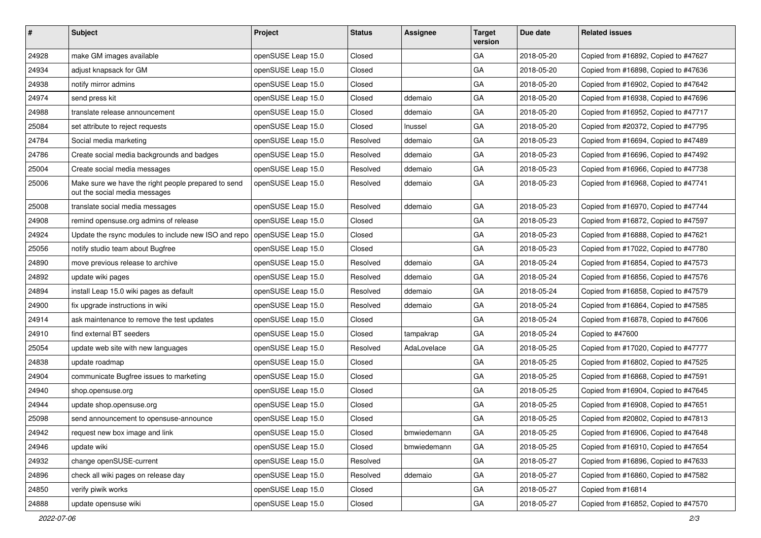| # | Subject | Project | Status | Assignee | Target version | Due date | Related issues |
|---|---|---|---|---|---|---|---|
| 24928 | make GM images available | openSUSE Leap 15.0 | Closed | | GA | 2018-05-20 | Copied from #16892, Copied to #47627 |
| 24934 | adjust knapsack for GM | openSUSE Leap 15.0 | Closed | | GA | 2018-05-20 | Copied from #16898, Copied to #47636 |
| 24938 | notify mirror admins | openSUSE Leap 15.0 | Closed | | GA | 2018-05-20 | Copied from #16902, Copied to #47642 |
| 24974 | send press kit | openSUSE Leap 15.0 | Closed | ddemaio | GA | 2018-05-20 | Copied from #16938, Copied to #47696 |
| 24988 | translate release announcement | openSUSE Leap 15.0 | Closed | ddemaio | GA | 2018-05-20 | Copied from #16952, Copied to #47717 |
| 25084 | set attribute to reject requests | openSUSE Leap 15.0 | Closed | lnussel | GA | 2018-05-20 | Copied from #20372, Copied to #47795 |
| 24784 | Social media marketing | openSUSE Leap 15.0 | Resolved | ddemaio | GA | 2018-05-23 | Copied from #16694, Copied to #47489 |
| 24786 | Create social media backgrounds and badges | openSUSE Leap 15.0 | Resolved | ddemaio | GA | 2018-05-23 | Copied from #16696, Copied to #47492 |
| 25004 | Create social media messages | openSUSE Leap 15.0 | Resolved | ddemaio | GA | 2018-05-23 | Copied from #16966, Copied to #47738 |
| 25006 | Make sure we have the right people prepared to send out the social media messages | openSUSE Leap 15.0 | Resolved | ddemaio | GA | 2018-05-23 | Copied from #16968, Copied to #47741 |
| 25008 | translate social media messages | openSUSE Leap 15.0 | Resolved | ddemaio | GA | 2018-05-23 | Copied from #16970, Copied to #47744 |
| 24908 | remind opensuse.org admins of release | openSUSE Leap 15.0 | Closed | | GA | 2018-05-23 | Copied from #16872, Copied to #47597 |
| 24924 | Update the rsync modules to include new ISO and repo | openSUSE Leap 15.0 | Closed | | GA | 2018-05-23 | Copied from #16888, Copied to #47621 |
| 25056 | notify studio team about Bugfree | openSUSE Leap 15.0 | Closed | | GA | 2018-05-23 | Copied from #17022, Copied to #47780 |
| 24890 | move previous release to archive | openSUSE Leap 15.0 | Resolved | ddemaio | GA | 2018-05-24 | Copied from #16854, Copied to #47573 |
| 24892 | update wiki pages | openSUSE Leap 15.0 | Resolved | ddemaio | GA | 2018-05-24 | Copied from #16856, Copied to #47576 |
| 24894 | install Leap 15.0 wiki pages as default | openSUSE Leap 15.0 | Resolved | ddemaio | GA | 2018-05-24 | Copied from #16858, Copied to #47579 |
| 24900 | fix upgrade instructions in wiki | openSUSE Leap 15.0 | Resolved | ddemaio | GA | 2018-05-24 | Copied from #16864, Copied to #47585 |
| 24914 | ask maintenance to remove the test updates | openSUSE Leap 15.0 | Closed | | GA | 2018-05-24 | Copied from #16878, Copied to #47606 |
| 24910 | find external BT seeders | openSUSE Leap 15.0 | Closed | tampakrap | GA | 2018-05-24 | Copied to #47600 |
| 25054 | update web site with new languages | openSUSE Leap 15.0 | Resolved | AdaLovelace | GA | 2018-05-25 | Copied from #17020, Copied to #47777 |
| 24838 | update roadmap | openSUSE Leap 15.0 | Closed | | GA | 2018-05-25 | Copied from #16802, Copied to #47525 |
| 24904 | communicate Bugfree issues to marketing | openSUSE Leap 15.0 | Closed | | GA | 2018-05-25 | Copied from #16868, Copied to #47591 |
| 24940 | shop.opensuse.org | openSUSE Leap 15.0 | Closed | | GA | 2018-05-25 | Copied from #16904, Copied to #47645 |
| 24944 | update shop.opensuse.org | openSUSE Leap 15.0 | Closed | | GA | 2018-05-25 | Copied from #16908, Copied to #47651 |
| 25098 | send announcement to opensuse-announce | openSUSE Leap 15.0 | Closed | | GA | 2018-05-25 | Copied from #20802, Copied to #47813 |
| 24942 | request new box image and link | openSUSE Leap 15.0 | Closed | bmwiedemann | GA | 2018-05-25 | Copied from #16906, Copied to #47648 |
| 24946 | update wiki | openSUSE Leap 15.0 | Closed | bmwiedemann | GA | 2018-05-25 | Copied from #16910, Copied to #47654 |
| 24932 | change openSUSE-current | openSUSE Leap 15.0 | Resolved | | GA | 2018-05-27 | Copied from #16896, Copied to #47633 |
| 24896 | check all wiki pages on release day | openSUSE Leap 15.0 | Resolved | ddemaio | GA | 2018-05-27 | Copied from #16860, Copied to #47582 |
| 24850 | verify piwik works | openSUSE Leap 15.0 | Closed | | GA | 2018-05-27 | Copied from #16814 |
| 24888 | update opensuse wiki | openSUSE Leap 15.0 | Closed | | GA | 2018-05-27 | Copied from #16852, Copied to #47570 |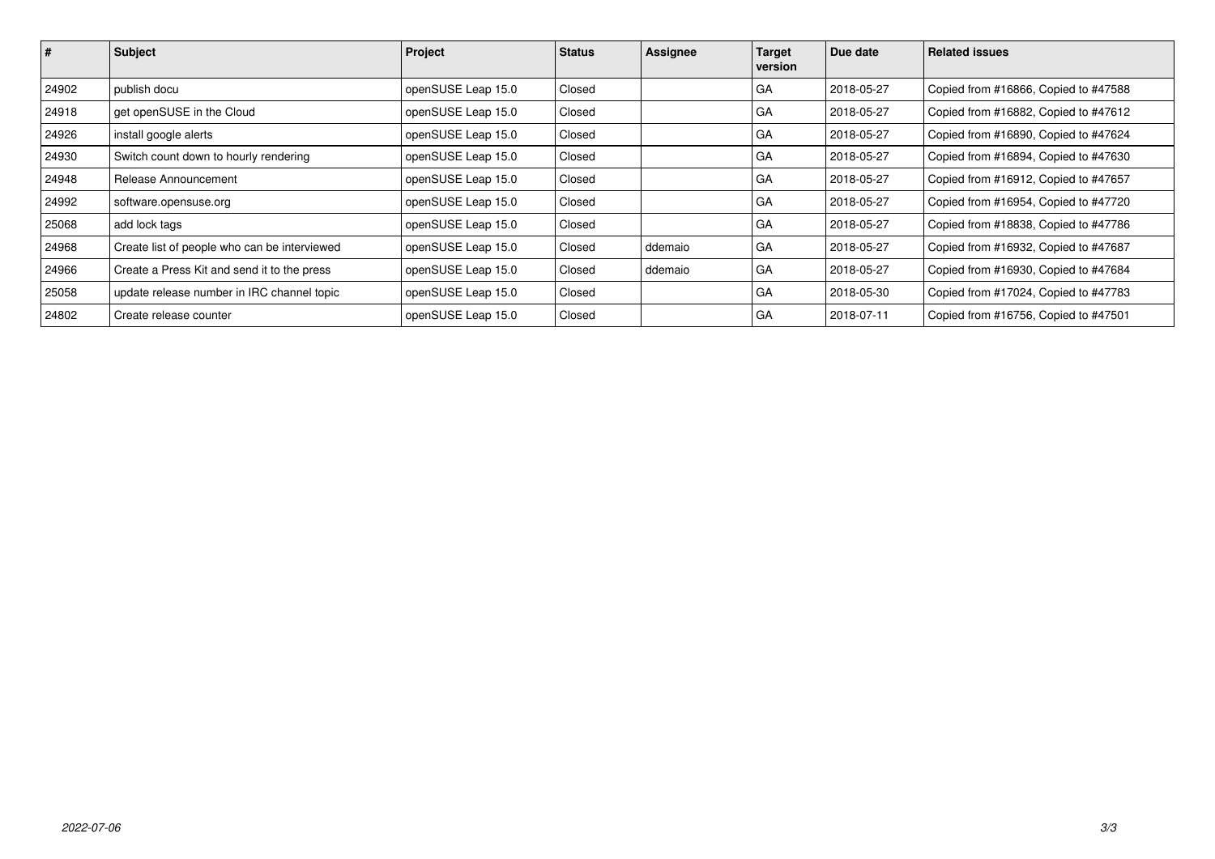| # | Subject | Project | Status | Assignee | Target version | Due date | Related issues |
|---|---|---|---|---|---|---|---|
| 24902 | publish docu | openSUSE Leap 15.0 | Closed | | GA | 2018-05-27 | Copied from #16866, Copied to #47588 |
| 24918 | get openSUSE in the Cloud | openSUSE Leap 15.0 | Closed | | GA | 2018-05-27 | Copied from #16882, Copied to #47612 |
| 24926 | install google alerts | openSUSE Leap 15.0 | Closed | | GA | 2018-05-27 | Copied from #16890, Copied to #47624 |
| 24930 | Switch count down to hourly rendering | openSUSE Leap 15.0 | Closed | | GA | 2018-05-27 | Copied from #16894, Copied to #47630 |
| 24948 | Release Announcement | openSUSE Leap 15.0 | Closed | | GA | 2018-05-27 | Copied from #16912, Copied to #47657 |
| 24992 | software.opensuse.org | openSUSE Leap 15.0 | Closed | | GA | 2018-05-27 | Copied from #16954, Copied to #47720 |
| 25068 | add lock tags | openSUSE Leap 15.0 | Closed | | GA | 2018-05-27 | Copied from #18838, Copied to #47786 |
| 24968 | Create list of people who can be interviewed | openSUSE Leap 15.0 | Closed | ddemaio | GA | 2018-05-27 | Copied from #16932, Copied to #47687 |
| 24966 | Create a Press Kit and send it to the press | openSUSE Leap 15.0 | Closed | ddemaio | GA | 2018-05-27 | Copied from #16930, Copied to #47684 |
| 25058 | update release number in IRC channel topic | openSUSE Leap 15.0 | Closed | | GA | 2018-05-30 | Copied from #17024, Copied to #47783 |
| 24802 | Create release counter | openSUSE Leap 15.0 | Closed | | GA | 2018-07-11 | Copied from #16756, Copied to #47501 |